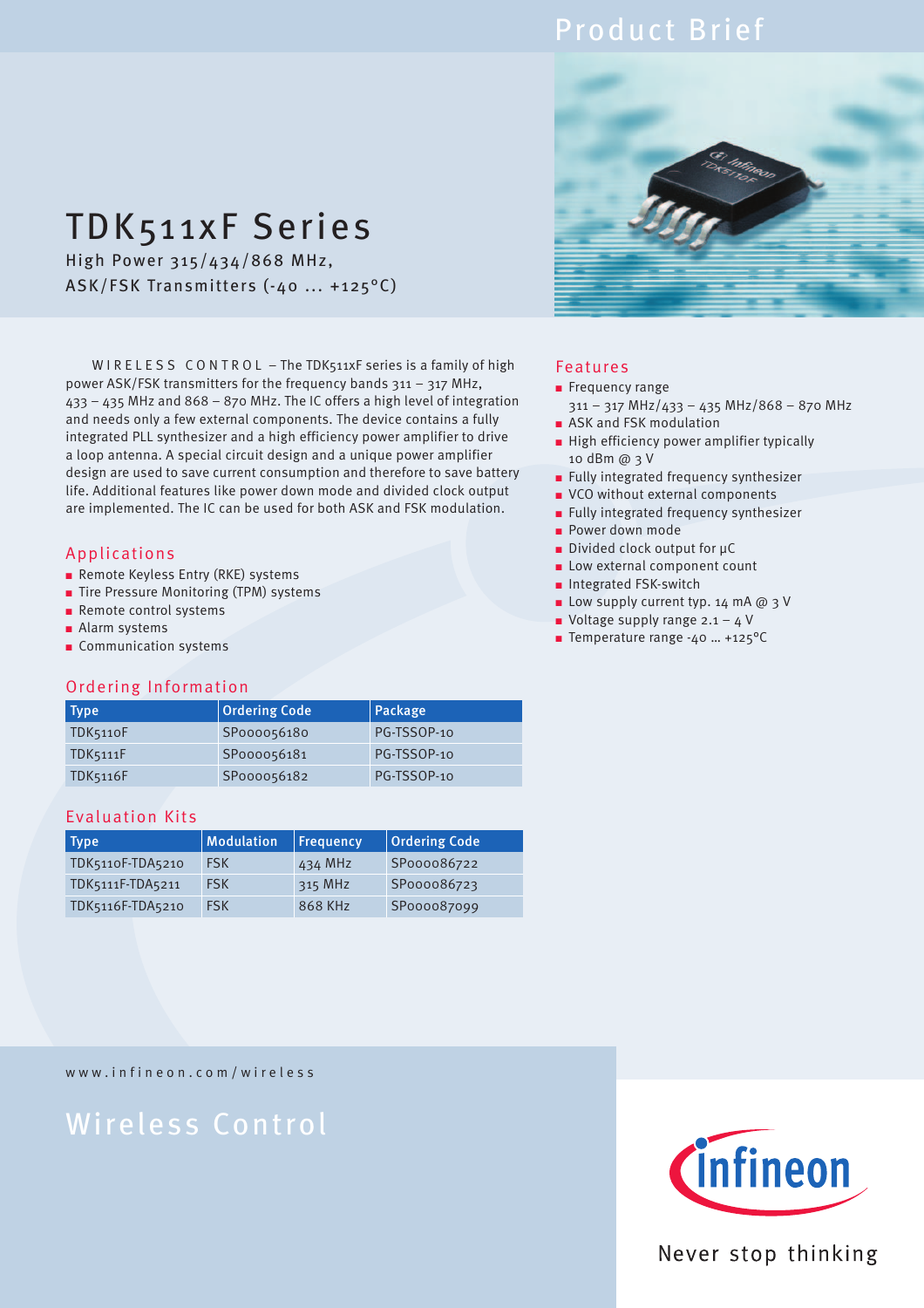Product Brief

# TDK511xF Series

High Power 315/434/868 MHz,
ASK/FSK Transmitters (-40 ... +125°C)

WIRELESS CONTROL – The TDK511xF series is a family of high power ASK/FSK transmitters for the frequency bands 311 – 317 MHz, 433 – 435 MHz and 868 – 870 MHz. The IC offers a high level of integration and needs only a few external components. The device contains a fully integrated PLL synthesizer and a high efficiency power amplifier to drive a loop antenna. A special circuit design and a unique power amplifier design are used to save current consumption and therefore to save battery life. Additional features like power down mode and divided clock output are implemented. The IC can be used for both ASK and FSK modulation.

## Applications

- Remote Keyless Entry (RKE) systems
- Tire Pressure Monitoring (TPM) systems
- Remote control systems
- Alarm systems
- Communication systems

## Ordering Information

| Type | Ordering Code | Package |
|---|---|---|
| TDK5110F | SP000056180 | PG-TSSOP-10 |
| TDK5111F | SP000056181 | PG-TSSOP-10 |
| TDK5116F | SP000056182 | PG-TSSOP-10 |

## Evaluation Kits

| Type | Modulation | Frequency | Ordering Code |
|---|---|---|---|
| TDK5110F-TDA5210 | FSK | 434 MHz | SP000086722 |
| TDK5111F-TDA5211 | FSK | 315 MHz | SP000086723 |
| TDK5116F-TDA5210 | FSK | 868 KHz | SP000087099 |

## Features

- Frequency range 311 – 317 MHz/433 – 435 MHz/868 – 870 MHz
- ASK and FSK modulation
- High efficiency power amplifier typically 10 dBm @ 3 V
- Fully integrated frequency synthesizer
- VCO without external components
- Fully integrated frequency synthesizer
- Power down mode
- Divided clock output for µC
- Low external component count
- Integrated FSK-switch
- Low supply current typ. 14 mA @ 3 V
- Voltage supply range 2.1 – 4 V
- Temperature range -40 ... +125°C

www.infineon.com/wireless

Wireless Control

Never stop thinking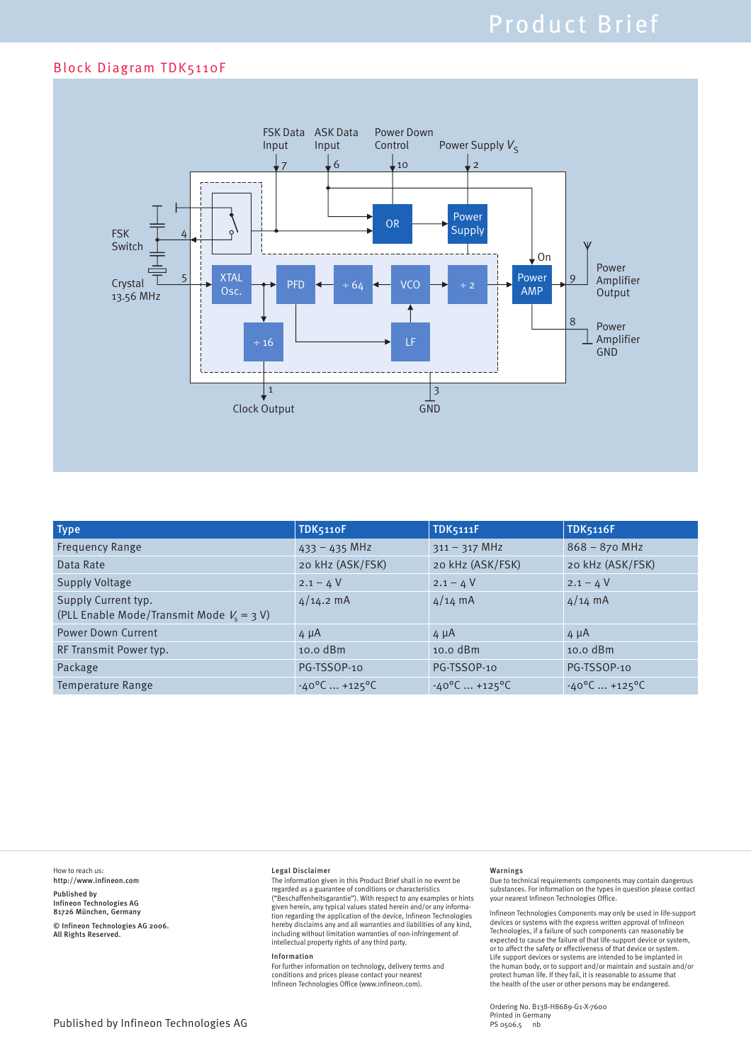## Block Diagram TDK5110F

FSK Data Input | ASK Data Input | Power Down Control | Power Supply $V_S$

FSK Switch

Crystal 13.56 MHz

XTAL Osc. | PFD | ÷ 64 | VCO | ÷ 2 | Power AMP | OR | Power Supply | ÷ 16 | LF | On

Power Amplifier Output

Power Amplifier GND

Clock Output

GND

| Type | TDK5110F | TDK5111F | TDK5116F |
|---|---|---|---|
| Frequency Range | 433 – 435 MHz | 311 – 317 MHz | 868 – 870 MHz |
| Data Rate | 20 kHz (ASK/FSK) | 20 kHz (ASK/FSK) | 20 kHz (ASK/FSK) |
| Supply Voltage | 2.1 – 4 V | 2.1 – 4 V | 2.1 – 4 V |
| Supply Current typ. (PLL Enable Mode/Transmit Mode $V_s$ = 3 V) | 4/14.2 mA | 4/14 mA | 4/14 mA |
| Power Down Current | 4 µA | 4 µA | 4 µA |
| RF Transmit Power typ. | 10.0 dBm | 10.0 dBm | 10.0 dBm |
| Package | PG-TSSOP-10 | PG-TSSOP-10 | PG-TSSOP-10 |
| Temperature Range | -40°C ... +125°C | -40°C ... +125°C | -40°C ... +125°C |

How to reach us:
**http://www.infineon.com**

**Published by**
**Infineon Technologies AG**
**81726 München, Germany**

**© Infineon Technologies AG 2006.**
**All Rights Reserved.**

**Legal Disclaimer**

The information given in this Product Brief shall in no event be regarded as a guarantee of conditions or characteristics ("Beschaffenheitsgarantie"). With respect to any examples or hints given herein, any typical values stated herein and/or any information regarding the application of the device, Infineon Technologies hereby disclaims any and all warranties and liabilities of any kind, including without limitation warranties of non-infringement of intellectual property rights of any third party.

**Information**

For further information on technology, delivery terms and conditions and prices please contact your nearest Infineon Technologies Office (www.infineon.com).

**Warnings**

Due to technical requirements components may contain dangerous substances. For information on the types in question please contact your nearest Infineon Technologies Office.

Infineon Technologies Components may only be used in life-support devices or systems with the express written approval of Infineon Technologies, if a failure of such components can reasonably be expected to cause the failure of that life-support device or system, or to affect the safety or effectiveness of that device or system. Life support devices or systems are intended to be implanted in the human body, or to support and/or maintain and sustain and/or protect human life. If they fail, it is reasonable to assume that the health of the user or other persons may be endangered.

Ordering No. B138-H8689-G1-X-7600
Printed in Germany
PS 0506.5 nb

Published by Infineon Technologies AG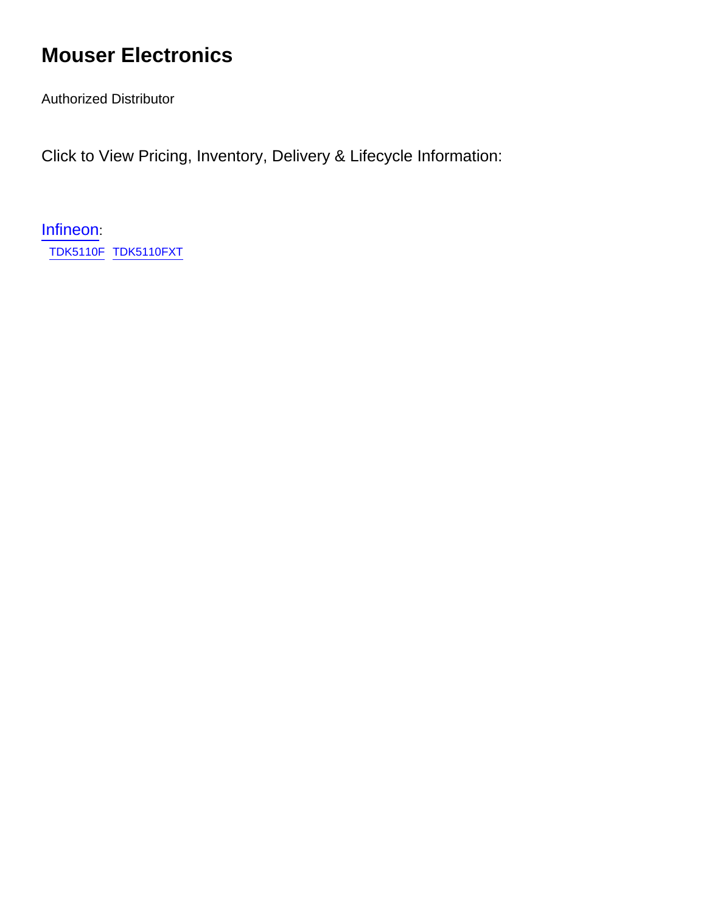# Mouser Electronics

Authorized Distributor

Click to View Pricing, Inventory, Delivery & Lifecycle Information:

Infineon:

TDK5110F TDK5110FXT